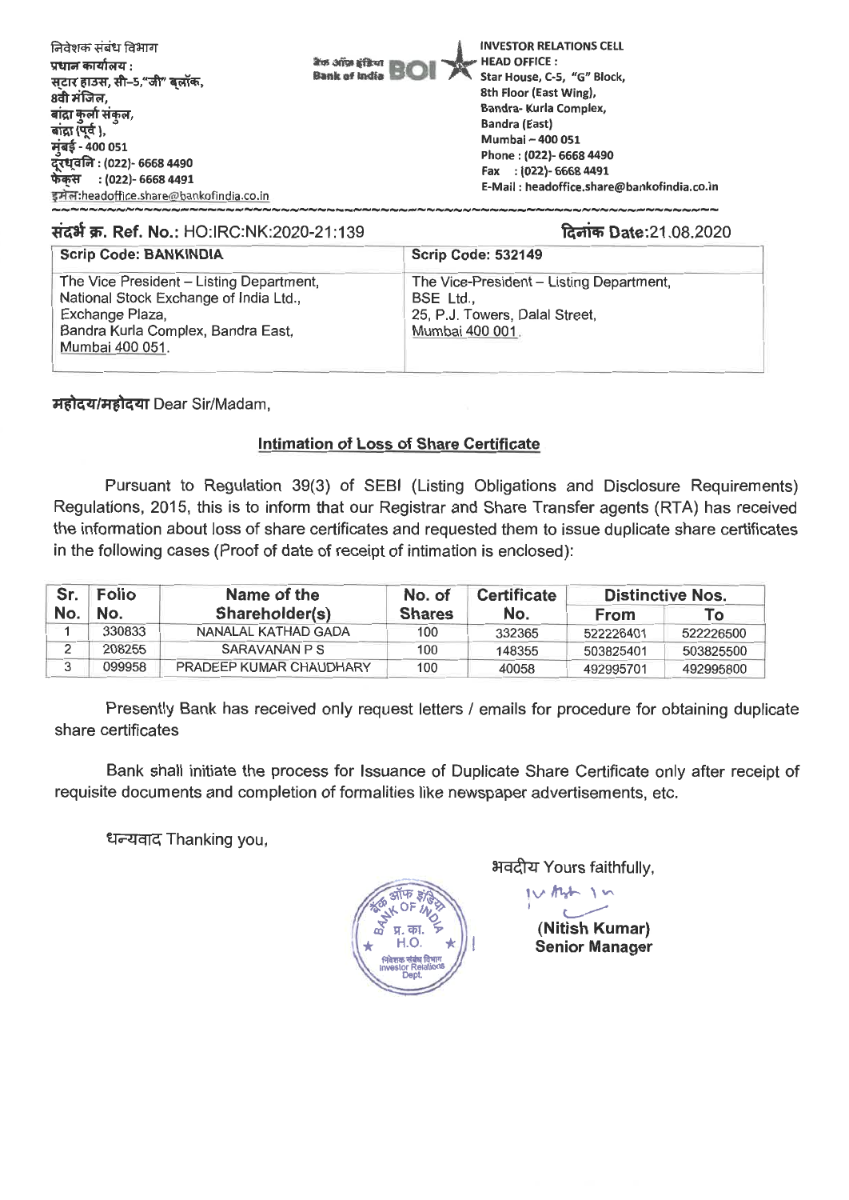निवेशक संबंध विभाग
प्रधान कार्यालय :
स्टार हाउस, सी–5,"जी" ब्लॉक,
8वी मंजिल,
बांद्रा कुर्ला संकुल,
बांद्रा (पूर्व ),
मुंबई - 400 051
दूरध्वनि : (022)- 6668 4490
फेक्स : (022)- 6668 4491
इमेल:headoffice.share@bankofindia.co.in

बैंक ऑफ इंडिया Bank of India BOI

INVESTOR RELATIONS CELL
HEAD OFFICE :
Star House, C-5, "G" Block,
8th Floor (East Wing),
Bandra- Kurla Complex,
Bandra (East)
Mumbai – 400 051
Phone : (022)- 6668 4490
Fax : (022)- 6668 4491
E-Mail : headoffice.share@bankofindia.co.in

संदर्भ क्र. Ref. No.: HO:IRC:NK:2020-21:139

दिनांक Date:21.08.2020

| Scrip Code: BANKINDIA | Scrip Code: 532149 |
|---|---|
| The Vice President – Listing Department, National Stock Exchange of India Ltd., Exchange Plaza, Bandra Kurla Complex, Bandra East, Mumbai 400 051. | The Vice-President – Listing Department, BSE Ltd., 25, P.J. Towers, Dalal Street, Mumbai 400 001. |

महोदय/महोदया Dear Sir/Madam,

**Intimation of Loss of Share Certificate**

Pursuant to Regulation 39(3) of SEBI (Listing Obligations and Disclosure Requirements) Regulations, 2015, this is to inform that our Registrar and Share Transfer agents (RTA) has received the information about loss of share certificates and requested them to issue duplicate share certificates in the following cases (Proof of date of receipt of intimation is enclosed):

| Sr. No. | Folio No. | Name of the Shareholder(s) | No. of Shares | Certificate No. | Distinctive Nos. | |
|---|---|---|---|---|---|---|
| | | | | | From | To |
| 1 | 330833 | NANALAL KATHAD GADA | 100 | 332365 | 522226401 | 522226500 |
| 2 | 208255 | SARAVANAN P S | 100 | 148355 | 503825401 | 503825500 |
| 3 | 099958 | PRADEEP KUMAR CHAUDHARY | 100 | 40058 | 492995701 | 492995800 |

Presently Bank has received only request letters / emails for procedure for obtaining duplicate share certificates

Bank shall initiate the process for Issuance of Duplicate Share Certificate only after receipt of requisite documents and completion of formalities like newspaper advertisements, etc.

धन्यवाद Thanking you,

भवदीय Yours faithfully,

**(Nitish Kumar)**
**Senior Manager**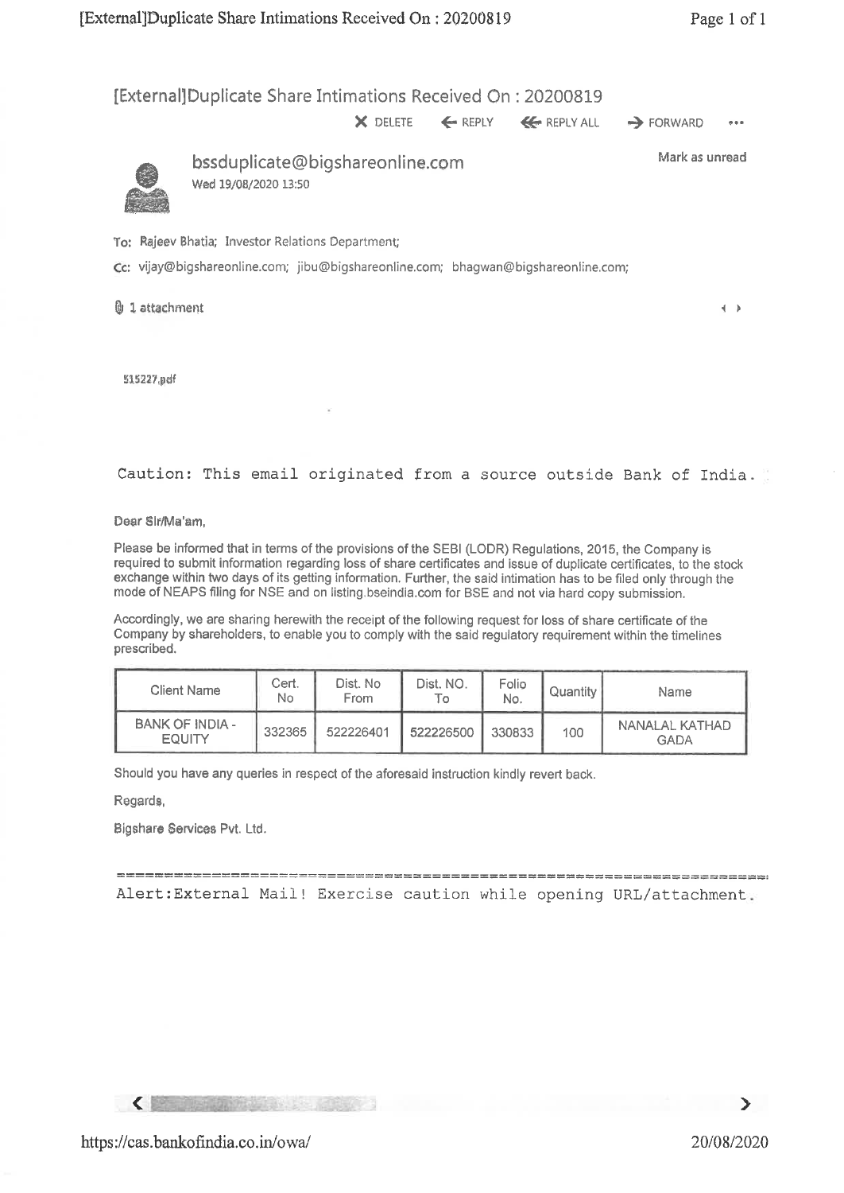# [External]Duplicate Share Intimations Received On : 20200819

X DELETE ← REPLY ≪ REPLY ALL → FORWARD ...

**bssduplicate@bigshareonline.com**
Wed 19/08/2020 13:50

Mark as unread

To: Rajeev Bhatia; Investor Relations Department;

Cc: vijay@bigshareonline.com; jibu@bigshareonline.com; bhagwan@bigshareonline.com;

1 attachment

515227.pdf

```
Caution: This email originated from a source outside Bank of India.
```

Dear Sir/Ma'am,

Please be informed that in terms of the provisions of the SEBI (LODR) Regulations, 2015, the Company is required to submit information regarding loss of share certificates and issue of duplicate certificates, to the stock exchange within two days of its getting information. Further, the said intimation has to be filed only through the mode of NEAPS filing for NSE and on listing.bseindia.com for BSE and not via hard copy submission.

Accordingly, we are sharing herewith the receipt of the following request for loss of share certificate of the Company by shareholders, to enable you to comply with the said regulatory requirement within the timelines prescribed.

| Client Name | Cert. No | Dist. No From | Dist. NO. To | Folio No. | Quantity | Name |
|---|---|---|---|---|---|---|
| BANK OF INDIA - EQUITY | 332365 | 522226401 | 522226500 | 330833 | 100 | NANALAL KATHAD GADA |

Should you have any queries in respect of the aforesaid instruction kindly revert back.

Regards,

Bigshare Services Pvt. Ltd.

```
Alert:External Mail! Exercise caution while opening URL/attachment.
```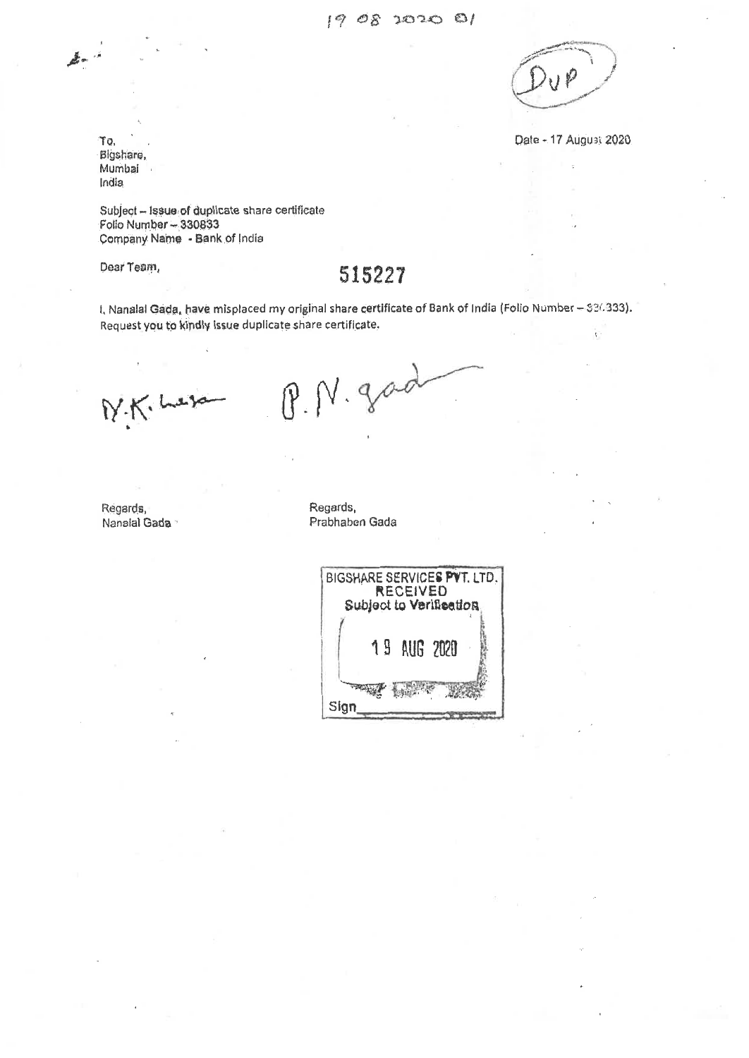19 08 2020 01

DUP

Date - 17 August 2020

To,
Bigshare,
Mumbai
India

Subject – Issue of duplicate share certificate
Folio Number – 330833
Company Name - Bank of India

Dear Team,

**515227**

I, Nanalal Gada, have misplaced my original share certificate of Bank of India (Folio Number – 33(.333).
Request you to kindly issue duplicate share certificate.

N.K. Lera    P. N. gada

Regards,
Nanalal Gada

Regards,
Prabhaben Gada

BIGSHARE SERVICES PVT. LTD.
RECEIVED
Subject to Verification
19 AUG 2020
Sign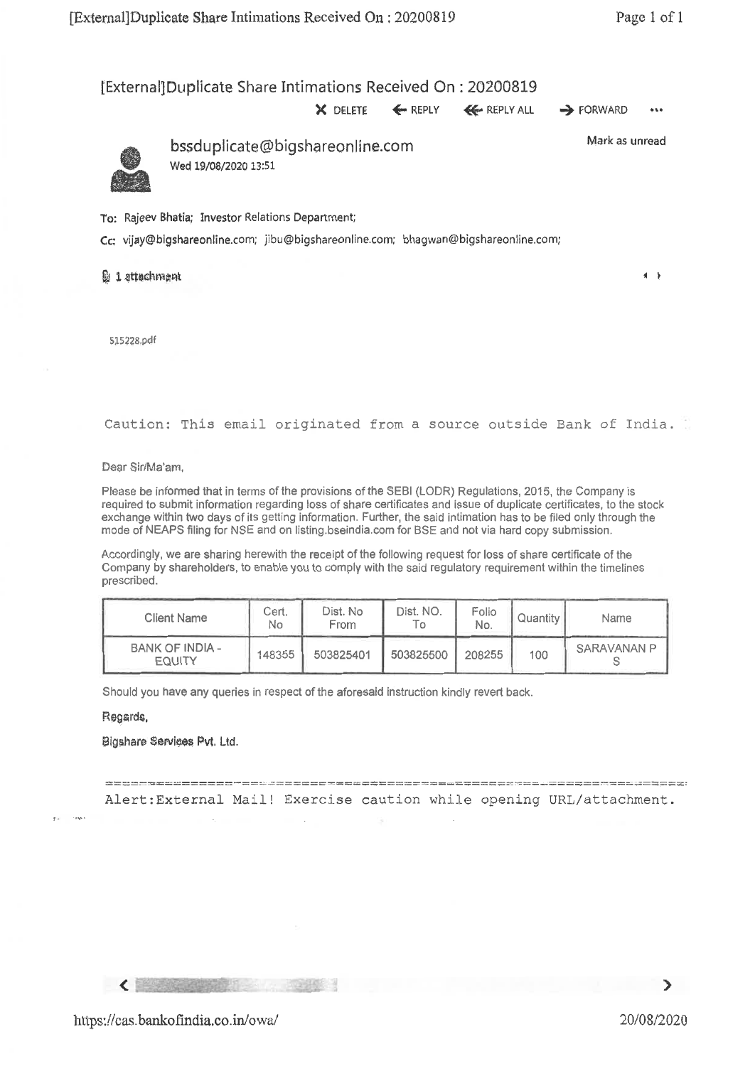# [External]Duplicate Share Intimations Received On : 20200819

X DELETE ← REPLY ≪ REPLY ALL → FORWARD •••

**bssduplicate@bigshareonline.com**

Wed 19/08/2020 13:51

Mark as unread

To: Rajeev Bhatia; Investor Relations Department;

Cc: vijay@bigshareonline.com; jibu@bigshareonline.com; bhagwan@bigshareonline.com;

1 attachment

515228.pdf

```
Caution: This email originated from a source outside Bank of India.
```

Dear Sir/Ma'am,

Please be informed that in terms of the provisions of the SEBI (LODR) Regulations, 2015, the Company is required to submit information regarding loss of share certificates and issue of duplicate certificates, to the stock exchange within two days of its getting information. Further, the said intimation has to be filed only through the mode of NEAPS filing for NSE and on listing.bseindia.com for BSE and not via hard copy submission.

Accordingly, we are sharing herewith the receipt of the following request for loss of share certificate of the Company by shareholders, to enable you to comply with the said regulatory requirement within the timelines prescribed.

| Client Name | Cert. No | Dist. No From | Dist. NO. To | Folio No. | Quantity | Name |
|---|---|---|---|---|---|---|
| BANK OF INDIA - EQUITY | 148355 | 503825401 | 503825500 | 208255 | 100 | SARAVANAN P S |

Should you have any queries in respect of the aforesaid instruction kindly revert back.

Regards,

Bigshare Services Pvt. Ltd.

```
Alert:External Mail! Exercise caution while opening URL/attachment.
```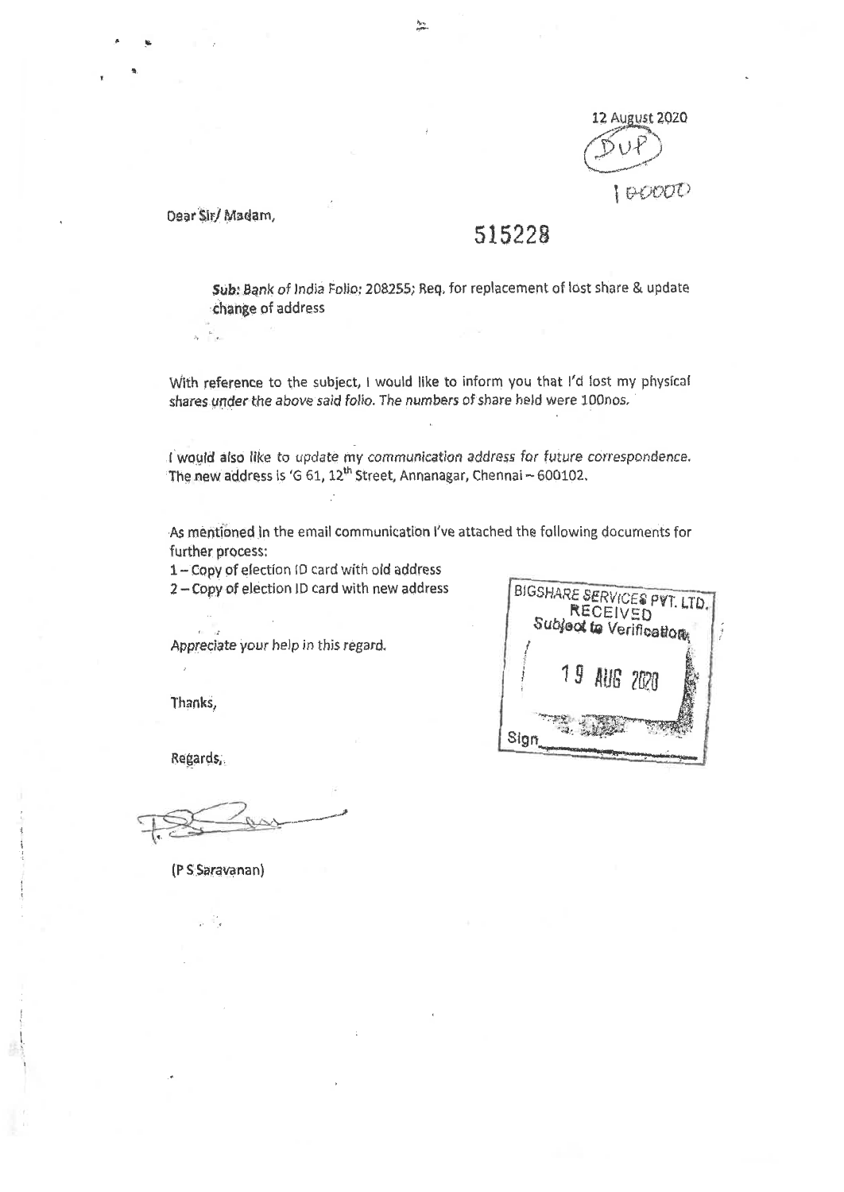12 August 2020

DUP

100000

Dear Sir/ Madam,

515228

**Sub:** Bank of India Folio: 208255; Req. for replacement of lost share & update change of address

With reference to the subject, I would like to inform you that I'd lost my physical shares under the above said folio. The numbers of share held were 100nos.

I would also like to update my communication address for future correspondence. The new address is 'G 61, 12th Street, Annanagar, Chennai – 600102.

As mentioned in the email communication I've attached the following documents for further process:

1 – Copy of election ID card with old address
2 – Copy of election ID card with new address

BIGSHARE SERVICES PVT. LTD.
RECEIVED
Subject to Verification
19 AUG 2020
Sign

Appreciate your help in this regard.

Thanks,

Regards,

(P S Saravanan)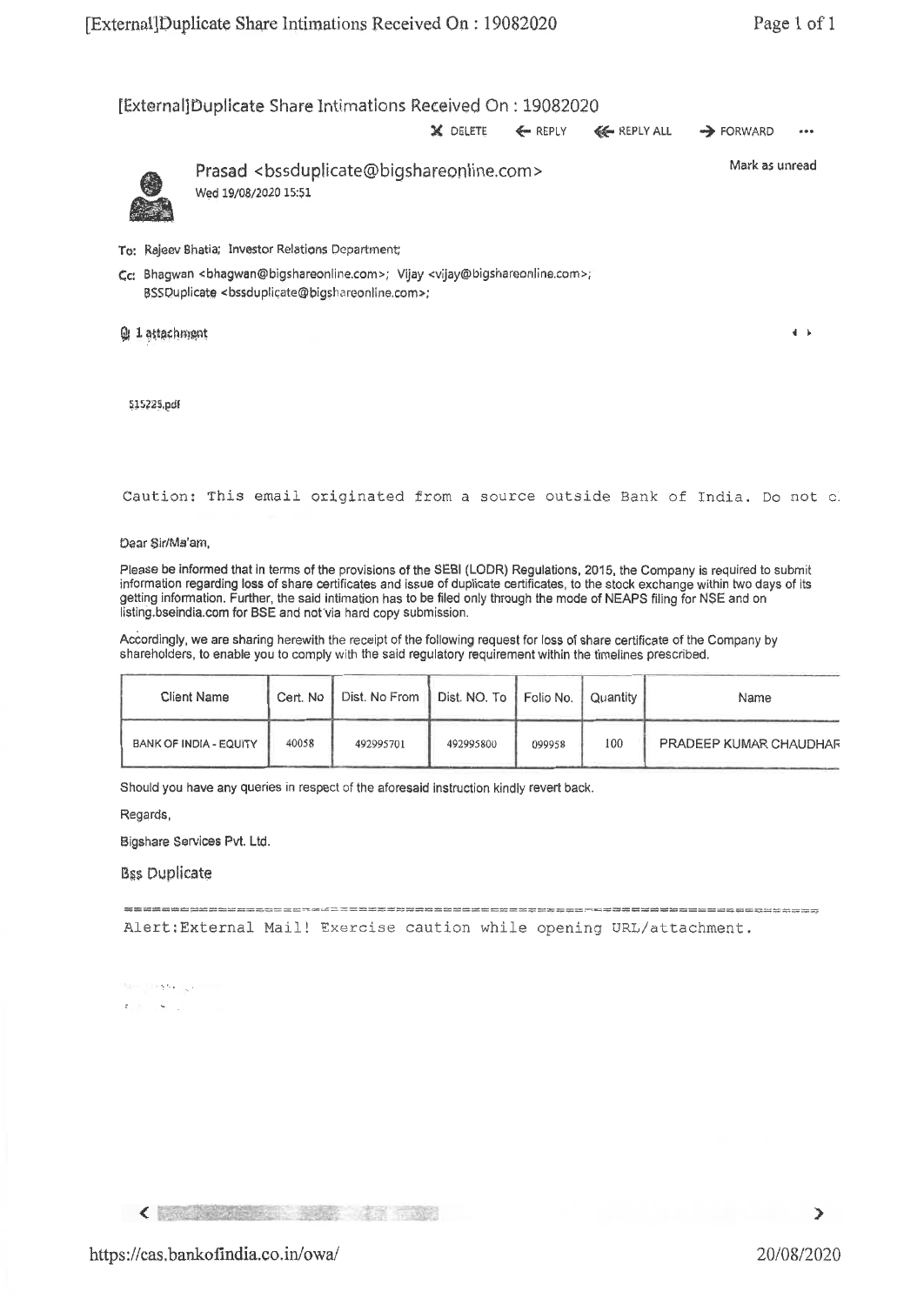# [External]Duplicate Share Intimations Received On : 19082020

DELETE | REPLY | REPLY ALL | FORWARD

Prasad <bssduplicate@bigshareonline.com>
Wed 19/08/2020 15:51

Mark as unread

To: Rajeev Bhatia; Investor Relations Department;

Cc: Bhagwan <bhagwan@bigshareonline.com>; Vijay <vijay@bigshareonline.com>; BSSDuplicate <bssduplicate@bigshareonline.com>;

1 attachment

515225.pdf

```
Caution: This email originated from a source outside Bank of India. Do not c
```

Dear Sir/Ma'am,

Please be informed that in terms of the provisions of the SEBI (LODR) Regulations, 2015, the Company is required to submit information regarding loss of share certificates and issue of duplicate certificates, to the stock exchange within two days of its getting information. Further, the said intimation has to be filed only through the mode of NEAPS filing for NSE and on listing.bseindia.com for BSE and not via hard copy submission.

Accordingly, we are sharing herewith the receipt of the following request for loss of share certificate of the Company by shareholders, to enable you to comply with the said regulatory requirement within the timelines prescribed.

| Client Name | Cert. No | Dist. No From | Dist. NO. To | Folio No. | Quantity | Name |
|---|---|---|---|---|---|---|
| BANK OF INDIA - EQUITY | 40058 | 492995701 | 492995800 | 099958 | 100 | PRADEEP KUMAR CHAUDHAR |

Should you have any queries in respect of the aforesaid instruction kindly revert back.

Regards,

Bigshare Services Pvt. Ltd.

Bss Duplicate

```
Alert:External Mail! Exercise caution while opening URL/attachment.
```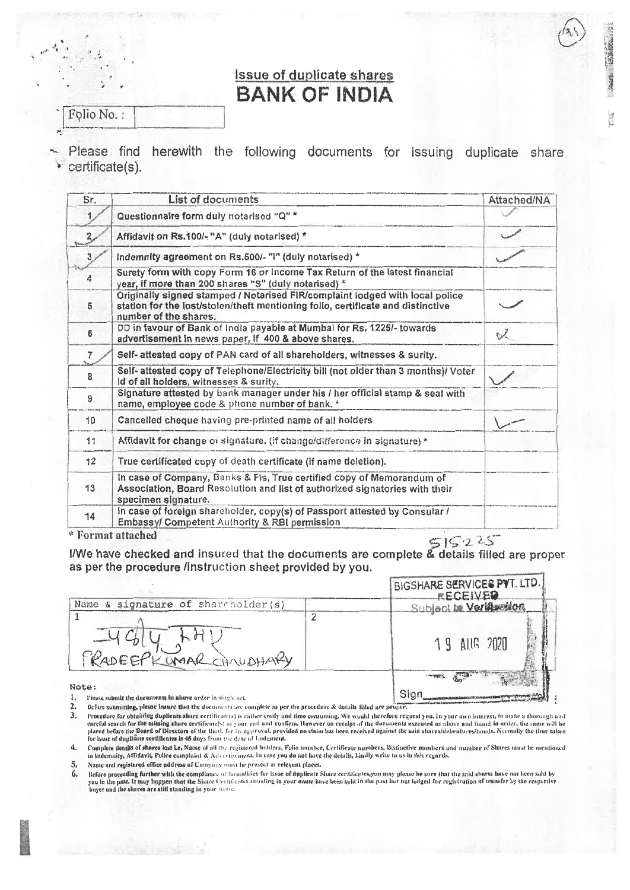## Issue of duplicate shares

# BANK OF INDIA

| Folio No. : | |
|---|---|

Please find herewith the following documents for issuing duplicate share certificate(s).

| Sr. | List of documents | Attached/NA |
|---|---|---|
| 1 | Questionnaire form duly notarised "Q" * | ✓ |
| 2 | Affidavit on Rs.100/- "A" (duly notarised) * | ✓ |
| 3 | Indemnity agreement on Rs.500/- "I" (duly notarised) * | ✓ |
| 4 | Surety form with copy Form 16 or Income Tax Return of the latest financial year, if more than 200 shares "S" (duly notarised) * | |
| 5 | Originally signed stamped / Notarised FIR/complaint lodged with local police station for the lost/stolen/theft mentioning folio, certificate and distinctive number of the shares. | ✓ |
| 6 | DD in favour of Bank of India payable at Mumbai for Rs. 1225/- towards advertisement in news paper, if 400 & above shares. | ✓ |
| 7 | Self- attested copy of PAN card of all shareholders, witnesses & surity. | |
| 8 | Self- attested copy of Telephone/Electricity bill (not older than 3 months)/ Voter Id of all holders, witnesses & surity. | ✓ |
| 9 | Signature attested by bank manager under his / her official stamp & seal with name, employee code & phone number of bank. * | |
| 10 | Cancelled cheque having pre-printed name of all holders | ✓ |
| 11 | Affidavit for change of signature. (if change/difference in signature) * | |
| 12 | True certificated copy of death certificate (if name deletion). | |
| 13 | In case of Company, Banks & FIs, True certified copy of Memorandum of Association, Board Resolution and list of authorized signatories with their specimen signature. | |
| 14 | In case of foreign shareholder, copy(s) of Passport attested by Consular / Embassy/ Competent Authority & RBI permission | |

\* Format attached

515225

I/We have checked and insured that the documents are complete & details filled are proper as per the procedure /instruction sheet provided by you.

| Name & signature of shareholder(s) | |
|---|---|
| 1 | 2 |
| PRADEEP KUMAR CHAUDHARY | |

BIGSHARE SERVICES PVT. LTD.
RECEIVED
Subject to Verification
19 AUG 2020
Sign

Note:

1. Please submit the documents in above order in single set.
2. Before submitting, please insure that the documents are complete as per the procedure & details filled are proper.
3. Procedure for obtaining duplicate share certificate(s) is rather costly and time consuming. We would therefore request you, in your own interest, to make a thorough and careful search for the missing share certificate(s) at your end and confirm. However on receipt of the documents executed as above and found in order, the same will be placed before the Board of Directors of the Bank for its approval, provided no claim has been received against the said shares/debentures/bonds. Normally the time taken for issue of duplicate certificates is 45 days from the date of Lodgment.
4. Complete details of shares lost i.e. Name of all the registered holders, Folio number, Certificate numbers, Distinctive numbers and number of Shares must be mentioned in Indemnity, Affidavit, Police complaint & Advertisement. In case you do not have the details, kindly write to us in this regards.
5. Name and registered office address of Company must be present at relevant places.
6. Before proceeding further with the compliance of formalities for issue of duplicate Share certificates,you may please be sure that the said shares have not been sold by you in the past. It may happen that the Share Certificates standing in your name have been sold in the past but not lodged for registration of transfer by the respective buyer and the shares are still standing in your name.